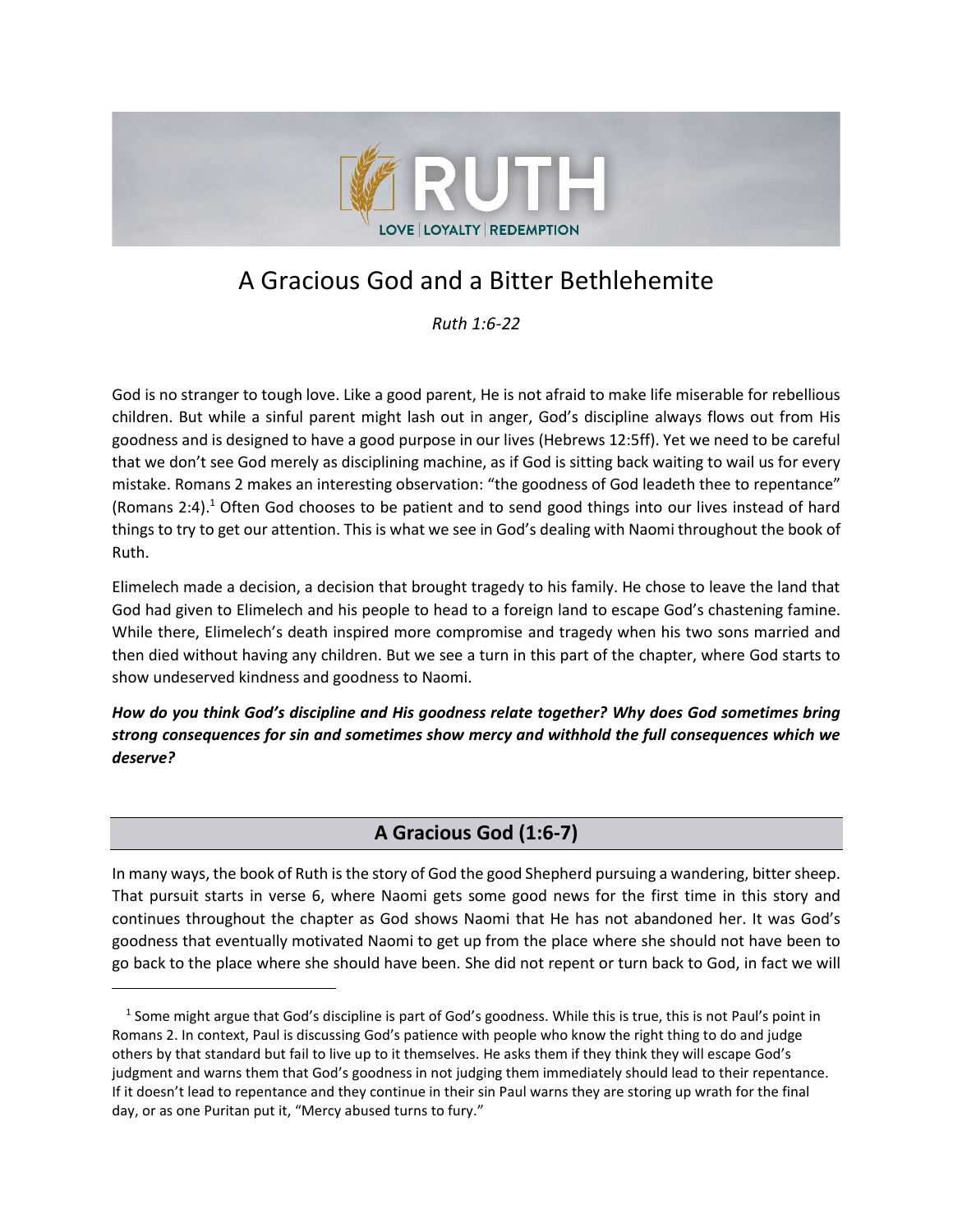# A Gracious God and a Bitter Bethlehemite

*Ruth 1:6-22*

God is no stranger to tough love. Like a good parent, He is not afraid to make life miserable for rebellious children. But while a sinful parent might lash out in anger, God's discipline always flows out from His goodness and is designed to have a good purpose in our lives (Hebrews 12:5ff). Yet we need to be careful that we don't see God merely as disciplining machine, as if God is sitting back waiting to wail us for every mistake. Romans 2 makes an interesting observation: "the goodness of God leadeth thee to repentance" (Romans 2:4).[1] Often God chooses to be patient and to send good things into our lives instead of hard things to try to get our attention. This is what we see in God's dealing with Naomi throughout the book of Ruth.

Elimelech made a decision, a decision that brought tragedy to his family. He chose to leave the land that God had given to Elimelech and his people to head to a foreign land to escape God's chastening famine. While there, Elimelech's death inspired more compromise and tragedy when his two sons married and then died without having any children. But we see a turn in this part of the chapter, where God starts to show undeserved kindness and goodness to Naomi.

***How do you think God's discipline and His goodness relate together? Why does God sometimes bring strong consequences for sin and sometimes show mercy and withhold the full consequences which we deserve?***

## A Gracious God (1:6-7)

In many ways, the book of Ruth is the story of God the good Shepherd pursuing a wandering, bitter sheep. That pursuit starts in verse 6, where Naomi gets some good news for the first time in this story and continues throughout the chapter as God shows Naomi that He has not abandoned her. It was God's goodness that eventually motivated Naomi to get up from the place where she should not have been to go back to the place where she should have been. She did not repent or turn back to God, in fact we will

[1] Some might argue that God's discipline is part of God's goodness. While this is true, this is not Paul's point in Romans 2. In context, Paul is discussing God's patience with people who know the right thing to do and judge others by that standard but fail to live up to it themselves. He asks them if they think they will escape God's judgment and warns them that God's goodness in not judging them immediately should lead to their repentance. If it doesn't lead to repentance and they continue in their sin Paul warns they are storing up wrath for the final day, or as one Puritan put it, "Mercy abused turns to fury."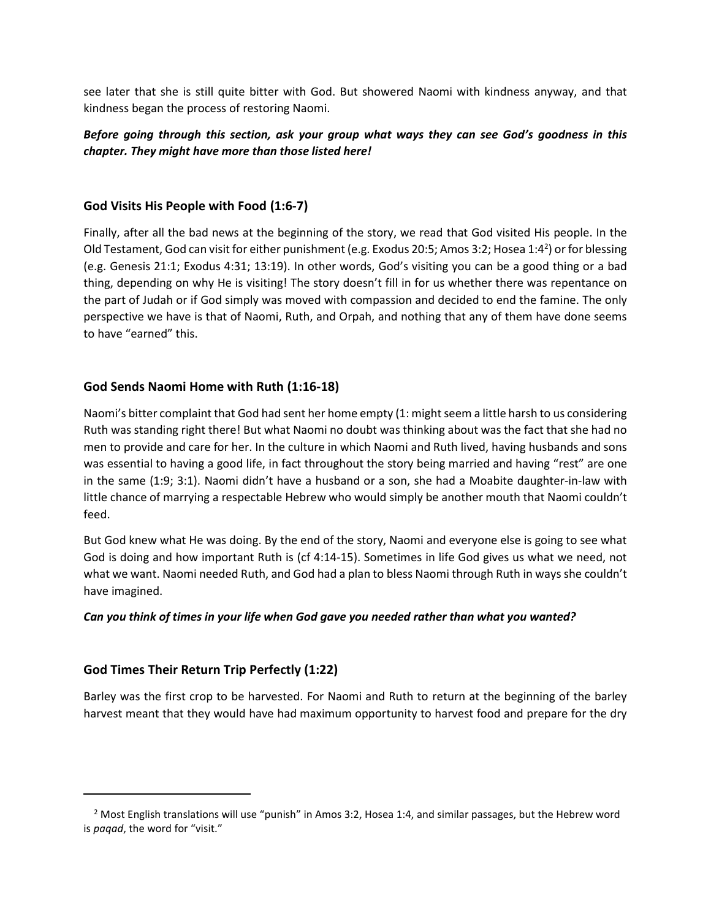see later that she is still quite bitter with God. But showered Naomi with kindness anyway, and that kindness began the process of restoring Naomi.

***Before going through this section, ask your group what ways they can see God's goodness in this chapter. They might have more than those listed here!***

## God Visits His People with Food (1:6-7)

Finally, after all the bad news at the beginning of the story, we read that God visited His people. In the Old Testament, God can visit for either punishment (e.g. Exodus 20:5; Amos 3:2; Hosea 1:4[2]) or for blessing (e.g. Genesis 21:1; Exodus 4:31; 13:19). In other words, God's visiting you can be a good thing or a bad thing, depending on why He is visiting! The story doesn't fill in for us whether there was repentance on the part of Judah or if God simply was moved with compassion and decided to end the famine. The only perspective we have is that of Naomi, Ruth, and Orpah, and nothing that any of them have done seems to have "earned" this.

## God Sends Naomi Home with Ruth (1:16-18)

Naomi's bitter complaint that God had sent her home empty (1: might seem a little harsh to us considering Ruth was standing right there! But what Naomi no doubt was thinking about was the fact that she had no men to provide and care for her. In the culture in which Naomi and Ruth lived, having husbands and sons was essential to having a good life, in fact throughout the story being married and having "rest" are one in the same (1:9; 3:1). Naomi didn't have a husband or a son, she had a Moabite daughter-in-law with little chance of marrying a respectable Hebrew who would simply be another mouth that Naomi couldn't feed.

But God knew what He was doing. By the end of the story, Naomi and everyone else is going to see what God is doing and how important Ruth is (cf 4:14-15). Sometimes in life God gives us what we need, not what we want. Naomi needed Ruth, and God had a plan to bless Naomi through Ruth in ways she couldn't have imagined.

***Can you think of times in your life when God gave you needed rather than what you wanted?***

## God Times Their Return Trip Perfectly (1:22)

Barley was the first crop to be harvested. For Naomi and Ruth to return at the beginning of the barley harvest meant that they would have had maximum opportunity to harvest food and prepare for the dry

---

[2] Most English translations will use "punish" in Amos 3:2, Hosea 1:4, and similar passages, but the Hebrew word is *paqad*, the word for "visit."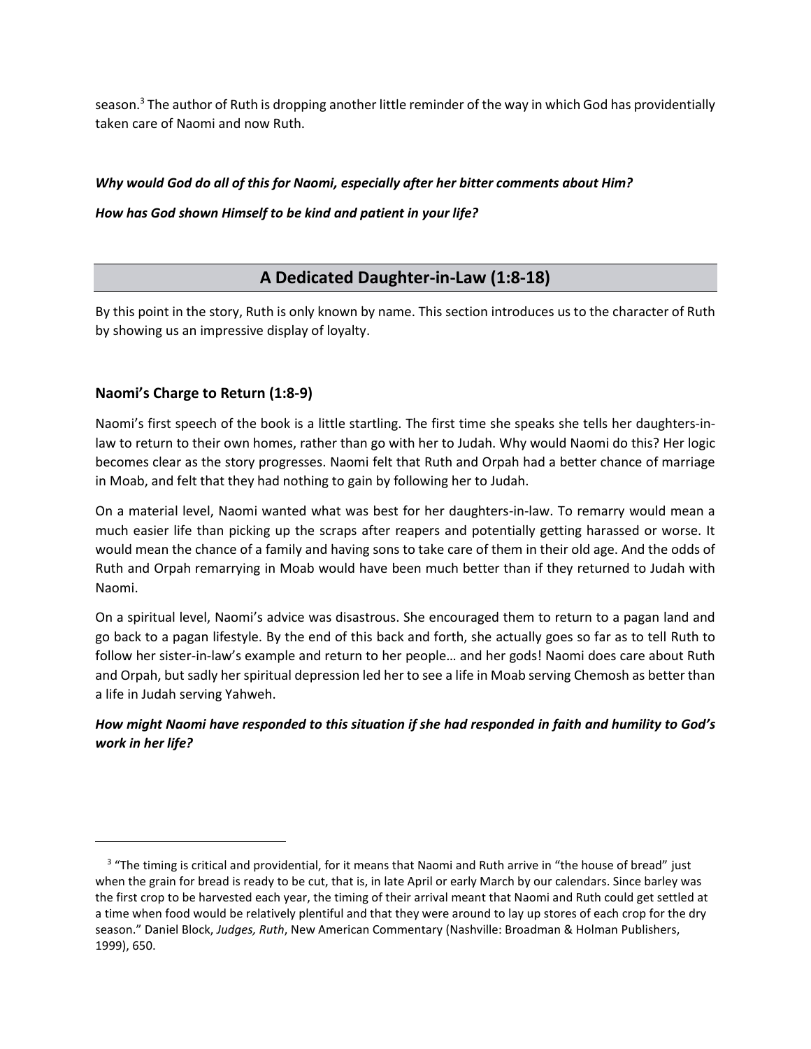season.[3] The author of Ruth is dropping another little reminder of the way in which God has providentially taken care of Naomi and now Ruth.

***Why would God do all of this for Naomi, especially after her bitter comments about Him?***

***How has God shown Himself to be kind and patient in your life?***

## A Dedicated Daughter-in-Law (1:8-18)

By this point in the story, Ruth is only known by name. This section introduces us to the character of Ruth by showing us an impressive display of loyalty.

### Naomi's Charge to Return (1:8-9)

Naomi's first speech of the book is a little startling. The first time she speaks she tells her daughters-in-law to return to their own homes, rather than go with her to Judah. Why would Naomi do this? Her logic becomes clear as the story progresses. Naomi felt that Ruth and Orpah had a better chance of marriage in Moab, and felt that they had nothing to gain by following her to Judah.

On a material level, Naomi wanted what was best for her daughters-in-law. To remarry would mean a much easier life than picking up the scraps after reapers and potentially getting harassed or worse. It would mean the chance of a family and having sons to take care of them in their old age. And the odds of Ruth and Orpah remarrying in Moab would have been much better than if they returned to Judah with Naomi.

On a spiritual level, Naomi's advice was disastrous. She encouraged them to return to a pagan land and go back to a pagan lifestyle. By the end of this back and forth, she actually goes so far as to tell Ruth to follow her sister-in-law's example and return to her people… and her gods! Naomi does care about Ruth and Orpah, but sadly her spiritual depression led her to see a life in Moab serving Chemosh as better than a life in Judah serving Yahweh.

***How might Naomi have responded to this situation if she had responded in faith and humility to God's work in her life?***

---

[3] "The timing is critical and providential, for it means that Naomi and Ruth arrive in "the house of bread" just when the grain for bread is ready to be cut, that is, in late April or early March by our calendars. Since barley was the first crop to be harvested each year, the timing of their arrival meant that Naomi and Ruth could get settled at a time when food would be relatively plentiful and that they were around to lay up stores of each crop for the dry season." Daniel Block, *Judges, Ruth*, New American Commentary (Nashville: Broadman & Holman Publishers, 1999), 650.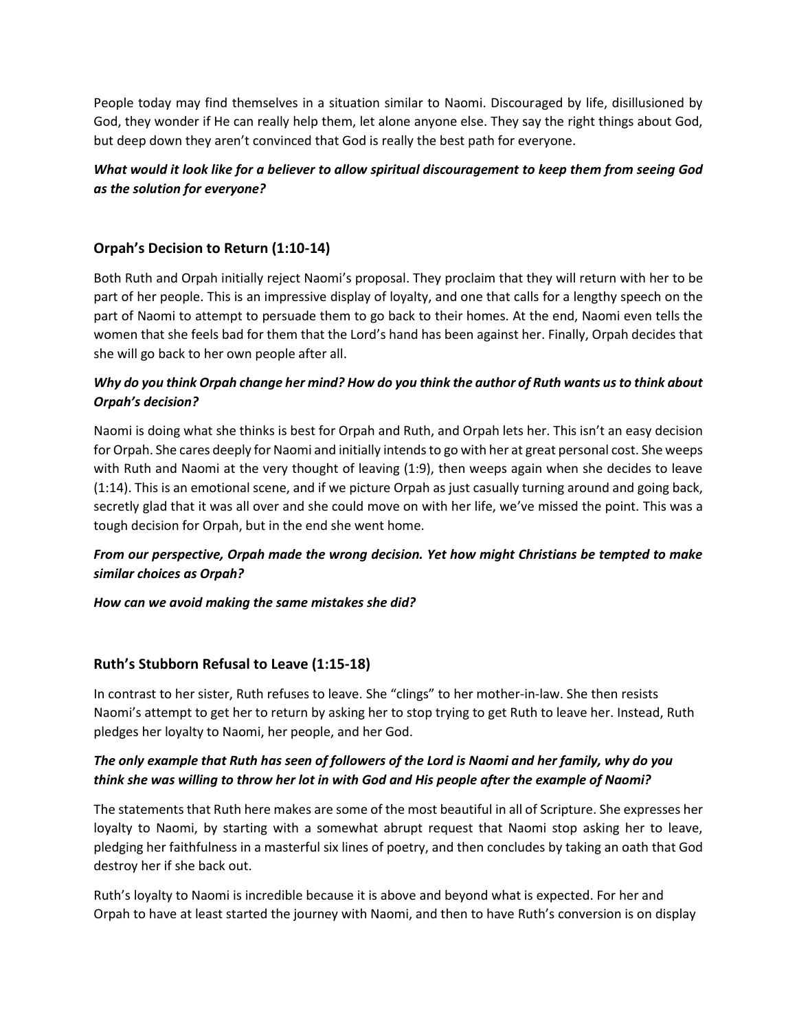People today may find themselves in a situation similar to Naomi. Discouraged by life, disillusioned by God, they wonder if He can really help them, let alone anyone else. They say the right things about God, but deep down they aren't convinced that God is really the best path for everyone.

***What would it look like for a believer to allow spiritual discouragement to keep them from seeing God as the solution for everyone?***

## Orpah's Decision to Return (1:10-14)

Both Ruth and Orpah initially reject Naomi's proposal. They proclaim that they will return with her to be part of her people. This is an impressive display of loyalty, and one that calls for a lengthy speech on the part of Naomi to attempt to persuade them to go back to their homes. At the end, Naomi even tells the women that she feels bad for them that the Lord's hand has been against her. Finally, Orpah decides that she will go back to her own people after all.

***Why do you think Orpah change her mind? How do you think the author of Ruth wants us to think about Orpah's decision?***

Naomi is doing what she thinks is best for Orpah and Ruth, and Orpah lets her. This isn't an easy decision for Orpah. She cares deeply for Naomi and initially intends to go with her at great personal cost. She weeps with Ruth and Naomi at the very thought of leaving (1:9), then weeps again when she decides to leave (1:14). This is an emotional scene, and if we picture Orpah as just casually turning around and going back, secretly glad that it was all over and she could move on with her life, we've missed the point. This was a tough decision for Orpah, but in the end she went home.

***From our perspective, Orpah made the wrong decision. Yet how might Christians be tempted to make similar choices as Orpah?***

***How can we avoid making the same mistakes she did?***

## Ruth's Stubborn Refusal to Leave (1:15-18)

In contrast to her sister, Ruth refuses to leave. She "clings" to her mother-in-law. She then resists Naomi's attempt to get her to return by asking her to stop trying to get Ruth to leave her. Instead, Ruth pledges her loyalty to Naomi, her people, and her God.

***The only example that Ruth has seen of followers of the Lord is Naomi and her family, why do you think she was willing to throw her lot in with God and His people after the example of Naomi?***

The statements that Ruth here makes are some of the most beautiful in all of Scripture. She expresses her loyalty to Naomi, by starting with a somewhat abrupt request that Naomi stop asking her to leave, pledging her faithfulness in a masterful six lines of poetry, and then concludes by taking an oath that God destroy her if she back out.

Ruth's loyalty to Naomi is incredible because it is above and beyond what is expected. For her and Orpah to have at least started the journey with Naomi, and then to have Ruth's conversion is on display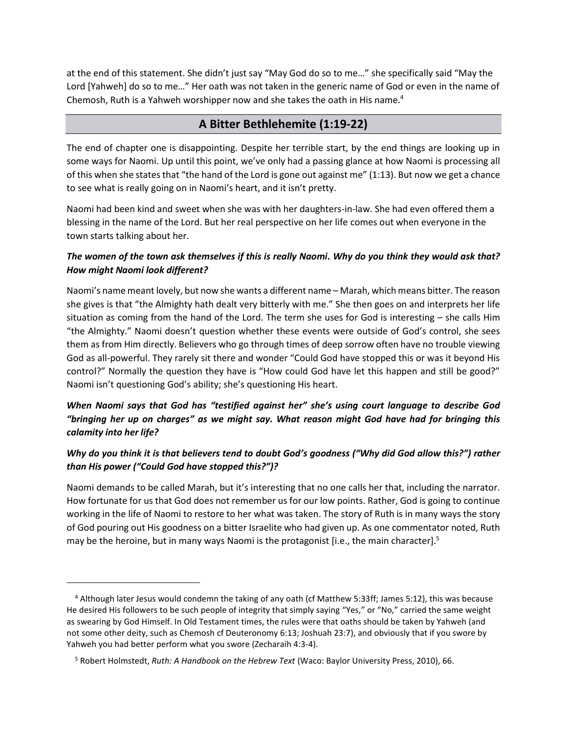at the end of this statement. She didn't just say "May God do so to me…" she specifically said "May the Lord [Yahweh] do so to me…" Her oath was not taken in the generic name of God or even in the name of Chemosh, Ruth is a Yahweh worshipper now and she takes the oath in His name.[4]

## A Bitter Bethlehemite (1:19-22)

The end of chapter one is disappointing. Despite her terrible start, by the end things are looking up in some ways for Naomi. Up until this point, we've only had a passing glance at how Naomi is processing all of this when she states that "the hand of the Lord is gone out against me" (1:13). But now we get a chance to see what is really going on in Naomi's heart, and it isn't pretty.

Naomi had been kind and sweet when she was with her daughters-in-law. She had even offered them a blessing in the name of the Lord. But her real perspective on her life comes out when everyone in the town starts talking about her.

***The women of the town ask themselves if this is really Naomi. Why do you think they would ask that? How might Naomi look different?***

Naomi's name meant lovely, but now she wants a different name – Marah, which means bitter. The reason she gives is that "the Almighty hath dealt very bitterly with me." She then goes on and interprets her life situation as coming from the hand of the Lord. The term she uses for God is interesting – she calls Him "the Almighty." Naomi doesn't question whether these events were outside of God's control, she sees them as from Him directly. Believers who go through times of deep sorrow often have no trouble viewing God as all-powerful. They rarely sit there and wonder "Could God have stopped this or was it beyond His control?" Normally the question they have is "How could God have let this happen and still be good?" Naomi isn't questioning God's ability; she's questioning His heart.

***When Naomi says that God has "testified against her" she's using court language to describe God "bringing her up on charges" as we might say. What reason might God have had for bringing this calamity into her life?***

***Why do you think it is that believers tend to doubt God's goodness ("Why did God allow this?") rather than His power ("Could God have stopped this?")?***

Naomi demands to be called Marah, but it's interesting that no one calls her that, including the narrator. How fortunate for us that God does not remember us for our low points. Rather, God is going to continue working in the life of Naomi to restore to her what was taken. The story of Ruth is in many ways the story of God pouring out His goodness on a bitter Israelite who had given up. As one commentator noted, Ruth may be the heroine, but in many ways Naomi is the protagonist [i.e., the main character].[5]

---

[4] Although later Jesus would condemn the taking of any oath (cf Matthew 5:33ff; James 5:12), this was because He desired His followers to be such people of integrity that simply saying "Yes," or "No," carried the same weight as swearing by God Himself. In Old Testament times, the rules were that oaths should be taken by Yahweh (and not some other deity, such as Chemosh cf Deuteronomy 6:13; Joshuah 23:7), and obviously that if you swore by Yahweh you had better perform what you swore (Zecharaih 4:3-4).

[5] Robert Holmstedt, *Ruth: A Handbook on the Hebrew Text* (Waco: Baylor University Press, 2010), 66.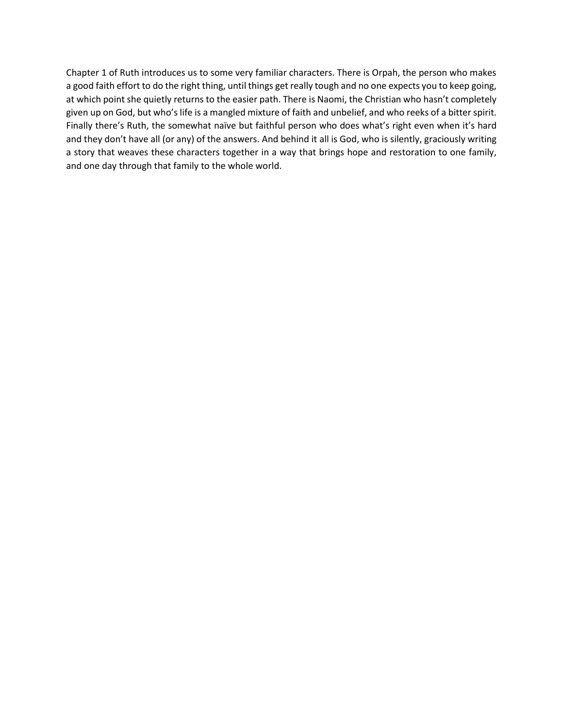Chapter 1 of Ruth introduces us to some very familiar characters. There is Orpah, the person who makes a good faith effort to do the right thing, until things get really tough and no one expects you to keep going, at which point she quietly returns to the easier path. There is Naomi, the Christian who hasn't completely given up on God, but who's life is a mangled mixture of faith and unbelief, and who reeks of a bitter spirit. Finally there's Ruth, the somewhat naïve but faithful person who does what's right even when it's hard and they don't have all (or any) of the answers. And behind it all is God, who is silently, graciously writing a story that weaves these characters together in a way that brings hope and restoration to one family, and one day through that family to the whole world.